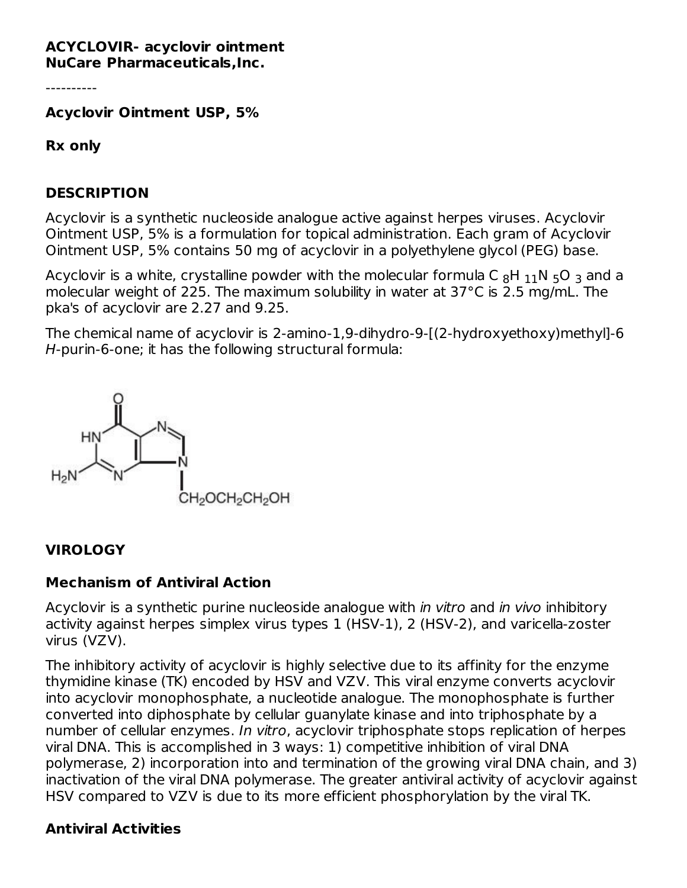**ACYCLOVIR- acyclovir ointment**
**NuCare Pharmaceuticals,Inc.**

----------

**Acyclovir Ointment USP, 5%**

**Rx only**

## DESCRIPTION

Acyclovir is a synthetic nucleoside analogue active against herpes viruses. Acyclovir Ointment USP, 5% is a formulation for topical administration. Each gram of Acyclovir Ointment USP, 5% contains 50 mg of acyclovir in a polyethylene glycol (PEG) base.

Acyclovir is a white, crystalline powder with the molecular formula $C_8H_{11}N_5O_3$ and a molecular weight of 225. The maximum solubility in water at 37°C is 2.5 mg/mL. The pka's of acyclovir are 2.27 and 9.25.

The chemical name of acyclovir is 2-amino-1,9-dihydro-9-[(2-hydroxyethoxy)methyl]-6*H*-purin-6-one; it has the following structural formula:

## VIROLOGY

### Mechanism of Antiviral Action

Acyclovir is a synthetic purine nucleoside analogue with *in vitro* and *in vivo* inhibitory activity against herpes simplex virus types 1 (HSV-1), 2 (HSV-2), and varicella-zoster virus (VZV).

The inhibitory activity of acyclovir is highly selective due to its affinity for the enzyme thymidine kinase (TK) encoded by HSV and VZV. This viral enzyme converts acyclovir into acyclovir monophosphate, a nucleotide analogue. The monophosphate is further converted into diphosphate by cellular guanylate kinase and into triphosphate by a number of cellular enzymes. *In vitro*, acyclovir triphosphate stops replication of herpes viral DNA. This is accomplished in 3 ways: 1) competitive inhibition of viral DNA polymerase, 2) incorporation into and termination of the growing viral DNA chain, and 3) inactivation of the viral DNA polymerase. The greater antiviral activity of acyclovir against HSV compared to VZV is due to its more efficient phosphorylation by the viral TK.

### Antiviral Activities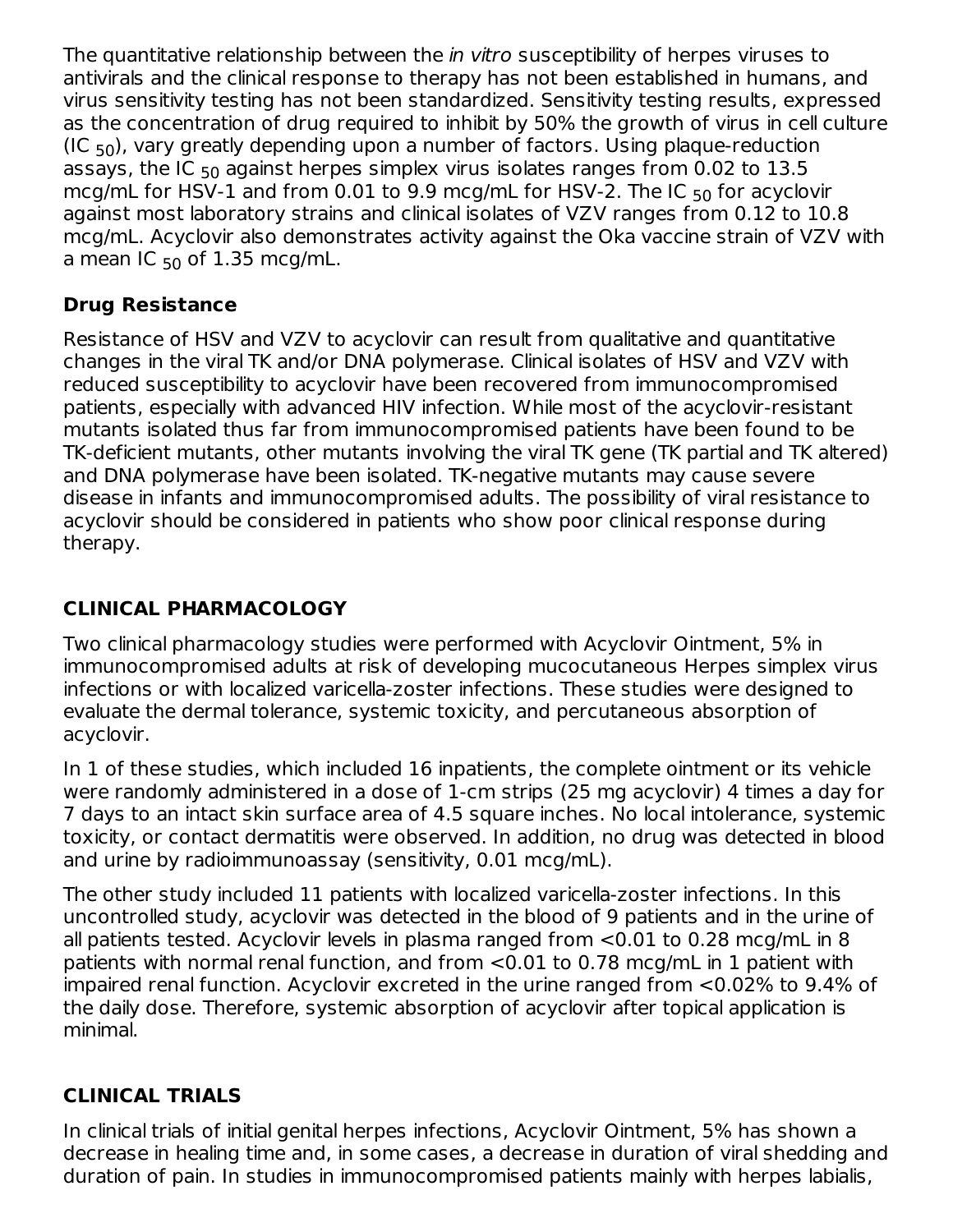The quantitative relationship between the *in vitro* susceptibility of herpes viruses to antivirals and the clinical response to therapy has not been established in humans, and virus sensitivity testing has not been standardized. Sensitivity testing results, expressed as the concentration of drug required to inhibit by 50% the growth of virus in cell culture ($IC_{50}$), vary greatly depending upon a number of factors. Using plaque-reduction assays, the $IC_{50}$ against herpes simplex virus isolates ranges from 0.02 to 13.5 mcg/mL for HSV-1 and from 0.01 to 9.9 mcg/mL for HSV-2. The $IC_{50}$ for acyclovir against most laboratory strains and clinical isolates of VZV ranges from 0.12 to 10.8 mcg/mL. Acyclovir also demonstrates activity against the Oka vaccine strain of VZV with a mean $IC_{50}$ of 1.35 mcg/mL.

**Drug Resistance**

Resistance of HSV and VZV to acyclovir can result from qualitative and quantitative changes in the viral TK and/or DNA polymerase. Clinical isolates of HSV and VZV with reduced susceptibility to acyclovir have been recovered from immunocompromised patients, especially with advanced HIV infection. While most of the acyclovir-resistant mutants isolated thus far from immunocompromised patients have been found to be TK-deficient mutants, other mutants involving the viral TK gene (TK partial and TK altered) and DNA polymerase have been isolated. TK-negative mutants may cause severe disease in infants and immunocompromised adults. The possibility of viral resistance to acyclovir should be considered in patients who show poor clinical response during therapy.

## CLINICAL PHARMACOLOGY

Two clinical pharmacology studies were performed with Acyclovir Ointment, 5% in immunocompromised adults at risk of developing mucocutaneous Herpes simplex virus infections or with localized varicella-zoster infections. These studies were designed to evaluate the dermal tolerance, systemic toxicity, and percutaneous absorption of acyclovir.

In 1 of these studies, which included 16 inpatients, the complete ointment or its vehicle were randomly administered in a dose of 1-cm strips (25 mg acyclovir) 4 times a day for 7 days to an intact skin surface area of 4.5 square inches. No local intolerance, systemic toxicity, or contact dermatitis were observed. In addition, no drug was detected in blood and urine by radioimmunoassay (sensitivity, 0.01 mcg/mL).

The other study included 11 patients with localized varicella-zoster infections. In this uncontrolled study, acyclovir was detected in the blood of 9 patients and in the urine of all patients tested. Acyclovir levels in plasma ranged from <0.01 to 0.28 mcg/mL in 8 patients with normal renal function, and from <0.01 to 0.78 mcg/mL in 1 patient with impaired renal function. Acyclovir excreted in the urine ranged from <0.02% to 9.4% of the daily dose. Therefore, systemic absorption of acyclovir after topical application is minimal.

## CLINICAL TRIALS

In clinical trials of initial genital herpes infections, Acyclovir Ointment, 5% has shown a decrease in healing time and, in some cases, a decrease in duration of viral shedding and duration of pain. In studies in immunocompromised patients mainly with herpes labialis,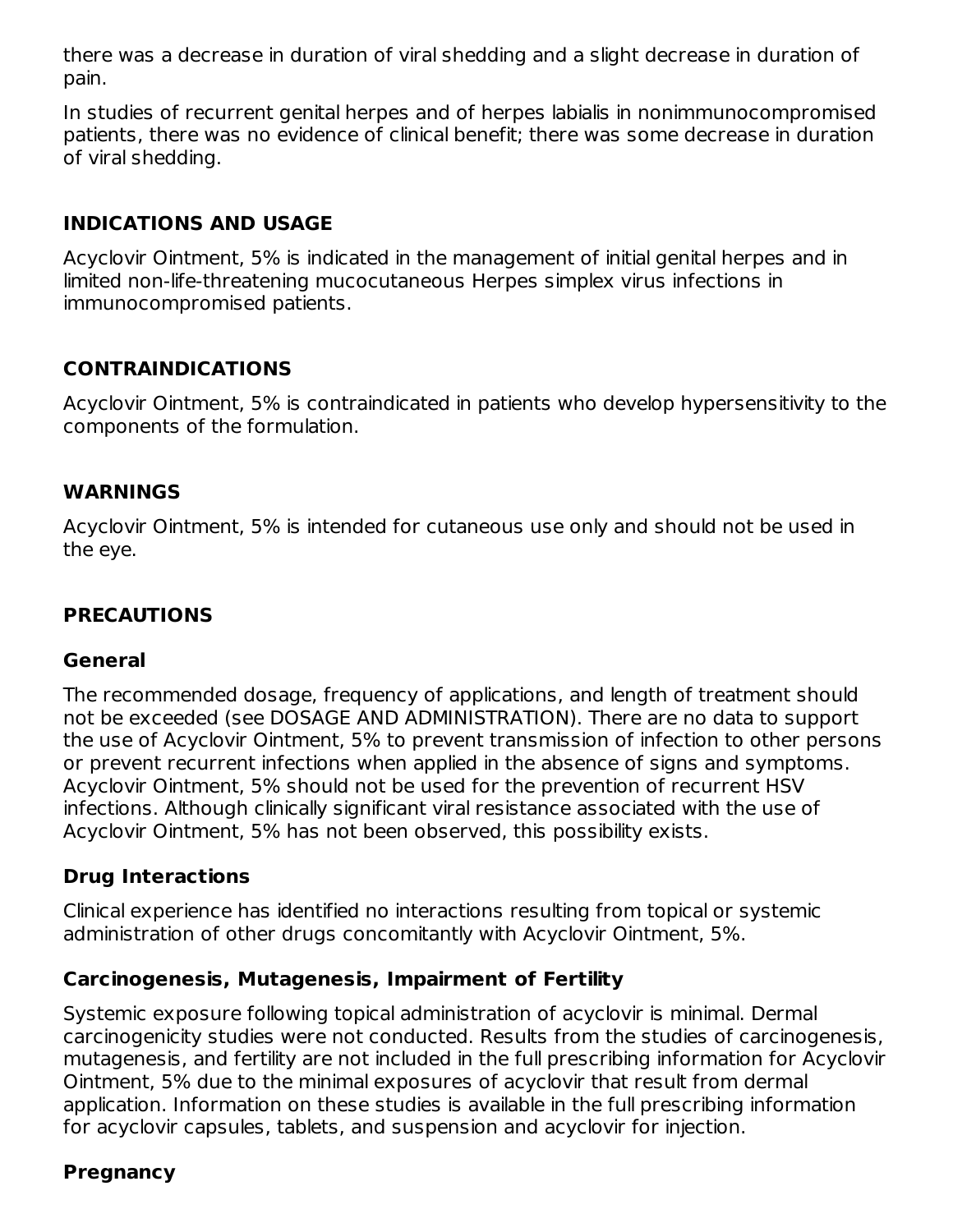there was a decrease in duration of viral shedding and a slight decrease in duration of pain.

In studies of recurrent genital herpes and of herpes labialis in nonimmunocompromised patients, there was no evidence of clinical benefit; there was some decrease in duration of viral shedding.

## INDICATIONS AND USAGE

Acyclovir Ointment, 5% is indicated in the management of initial genital herpes and in limited non-life-threatening mucocutaneous Herpes simplex virus infections in immunocompromised patients.

## CONTRAINDICATIONS

Acyclovir Ointment, 5% is contraindicated in patients who develop hypersensitivity to the components of the formulation.

## WARNINGS

Acyclovir Ointment, 5% is intended for cutaneous use only and should not be used in the eye.

## PRECAUTIONS

### General

The recommended dosage, frequency of applications, and length of treatment should not be exceeded (see DOSAGE AND ADMINISTRATION). There are no data to support the use of Acyclovir Ointment, 5% to prevent transmission of infection to other persons or prevent recurrent infections when applied in the absence of signs and symptoms. Acyclovir Ointment, 5% should not be used for the prevention of recurrent HSV infections. Although clinically significant viral resistance associated with the use of Acyclovir Ointment, 5% has not been observed, this possibility exists.

### Drug Interactions

Clinical experience has identified no interactions resulting from topical or systemic administration of other drugs concomitantly with Acyclovir Ointment, 5%.

### Carcinogenesis, Mutagenesis, Impairment of Fertility

Systemic exposure following topical administration of acyclovir is minimal. Dermal carcinogenicity studies were not conducted. Results from the studies of carcinogenesis, mutagenesis, and fertility are not included in the full prescribing information for Acyclovir Ointment, 5% due to the minimal exposures of acyclovir that result from dermal application. Information on these studies is available in the full prescribing information for acyclovir capsules, tablets, and suspension and acyclovir for injection.

### Pregnancy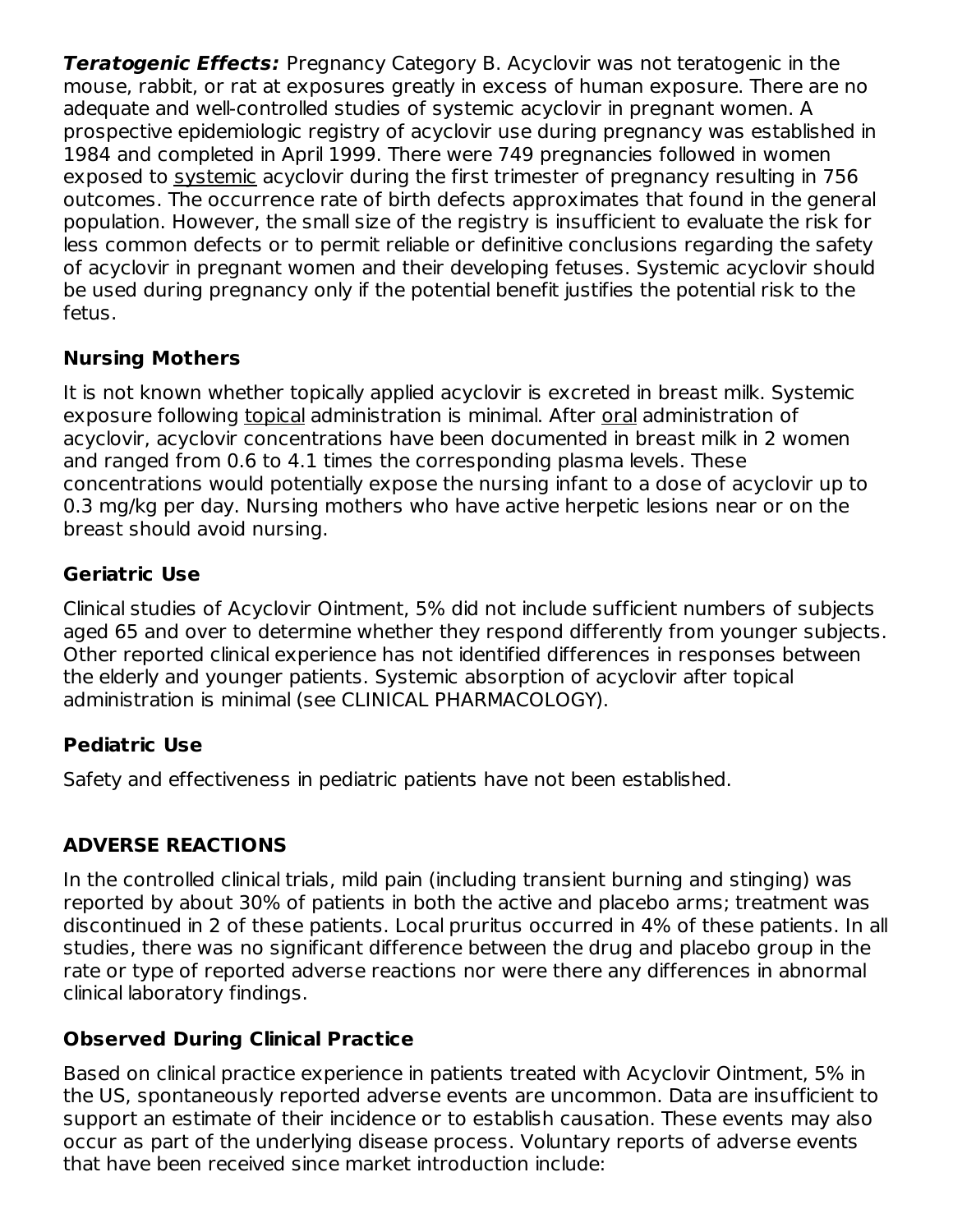***Teratogenic Effects:*** Pregnancy Category B. Acyclovir was not teratogenic in the mouse, rabbit, or rat at exposures greatly in excess of human exposure. There are no adequate and well-controlled studies of systemic acyclovir in pregnant women. A prospective epidemiologic registry of acyclovir use during pregnancy was established in 1984 and completed in April 1999. There were 749 pregnancies followed in women exposed to systemic acyclovir during the first trimester of pregnancy resulting in 756 outcomes. The occurrence rate of birth defects approximates that found in the general population. However, the small size of the registry is insufficient to evaluate the risk for less common defects or to permit reliable or definitive conclusions regarding the safety of acyclovir in pregnant women and their developing fetuses. Systemic acyclovir should be used during pregnancy only if the potential benefit justifies the potential risk to the fetus.

### Nursing Mothers

It is not known whether topically applied acyclovir is excreted in breast milk. Systemic exposure following topical administration is minimal. After oral administration of acyclovir, acyclovir concentrations have been documented in breast milk in 2 women and ranged from 0.6 to 4.1 times the corresponding plasma levels. These concentrations would potentially expose the nursing infant to a dose of acyclovir up to 0.3 mg/kg per day. Nursing mothers who have active herpetic lesions near or on the breast should avoid nursing.

### Geriatric Use

Clinical studies of Acyclovir Ointment, 5% did not include sufficient numbers of subjects aged 65 and over to determine whether they respond differently from younger subjects. Other reported clinical experience has not identified differences in responses between the elderly and younger patients. Systemic absorption of acyclovir after topical administration is minimal (see CLINICAL PHARMACOLOGY).

### Pediatric Use

Safety and effectiveness in pediatric patients have not been established.

## ADVERSE REACTIONS

In the controlled clinical trials, mild pain (including transient burning and stinging) was reported by about 30% of patients in both the active and placebo arms; treatment was discontinued in 2 of these patients. Local pruritus occurred in 4% of these patients. In all studies, there was no significant difference between the drug and placebo group in the rate or type of reported adverse reactions nor were there any differences in abnormal clinical laboratory findings.

### Observed During Clinical Practice

Based on clinical practice experience in patients treated with Acyclovir Ointment, 5% in the US, spontaneously reported adverse events are uncommon. Data are insufficient to support an estimate of their incidence or to establish causation. These events may also occur as part of the underlying disease process. Voluntary reports of adverse events that have been received since market introduction include: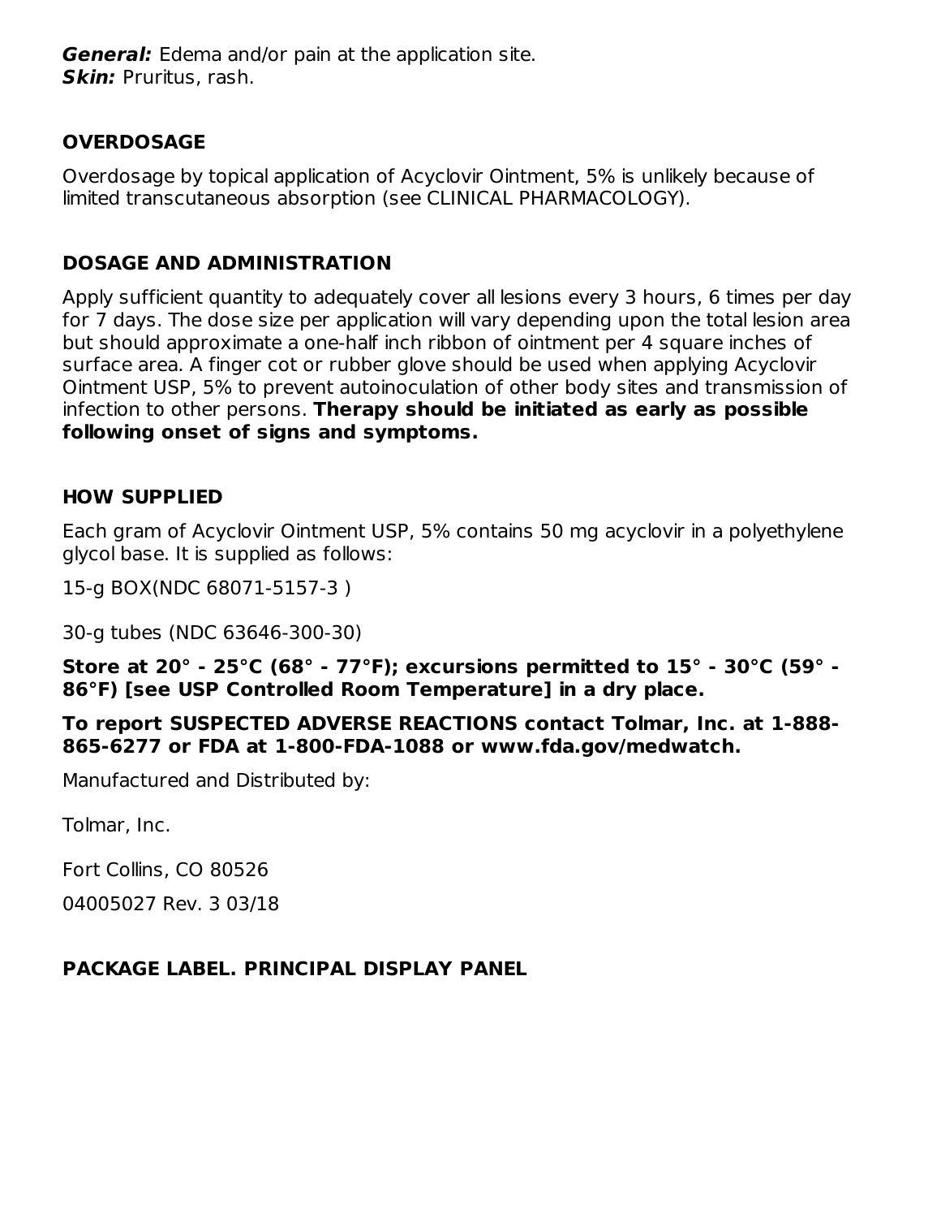***General:*** Edema and/or pain at the application site.
***Skin:*** Pruritus, rash.

## OVERDOSAGE

Overdosage by topical application of Acyclovir Ointment, 5% is unlikely because of limited transcutaneous absorption (see CLINICAL PHARMACOLOGY).

## DOSAGE AND ADMINISTRATION

Apply sufficient quantity to adequately cover all lesions every 3 hours, 6 times per day for 7 days. The dose size per application will vary depending upon the total lesion area but should approximate a one-half inch ribbon of ointment per 4 square inches of surface area. A finger cot or rubber glove should be used when applying Acyclovir Ointment USP, 5% to prevent autoinoculation of other body sites and transmission of infection to other persons. **Therapy should be initiated as early as possible following onset of signs and symptoms.**

## HOW SUPPLIED

Each gram of Acyclovir Ointment USP, 5% contains 50 mg acyclovir in a polyethylene glycol base. It is supplied as follows:

15-g BOX(NDC 68071-5157-3 )

30-g tubes (NDC 63646-300-30)

**Store at 20° - 25°C (68° - 77°F); excursions permitted to 15° - 30°C (59° - 86°F) [see USP Controlled Room Temperature] in a dry place.**

**To report SUSPECTED ADVERSE REACTIONS contact Tolmar, Inc. at 1-888-865-6277 or FDA at 1-800-FDA-1088 or www.fda.gov/medwatch.**

Manufactured and Distributed by:

Tolmar, Inc.

Fort Collins, CO 80526

04005027 Rev. 3 03/18

## PACKAGE LABEL. PRINCIPAL DISPLAY PANEL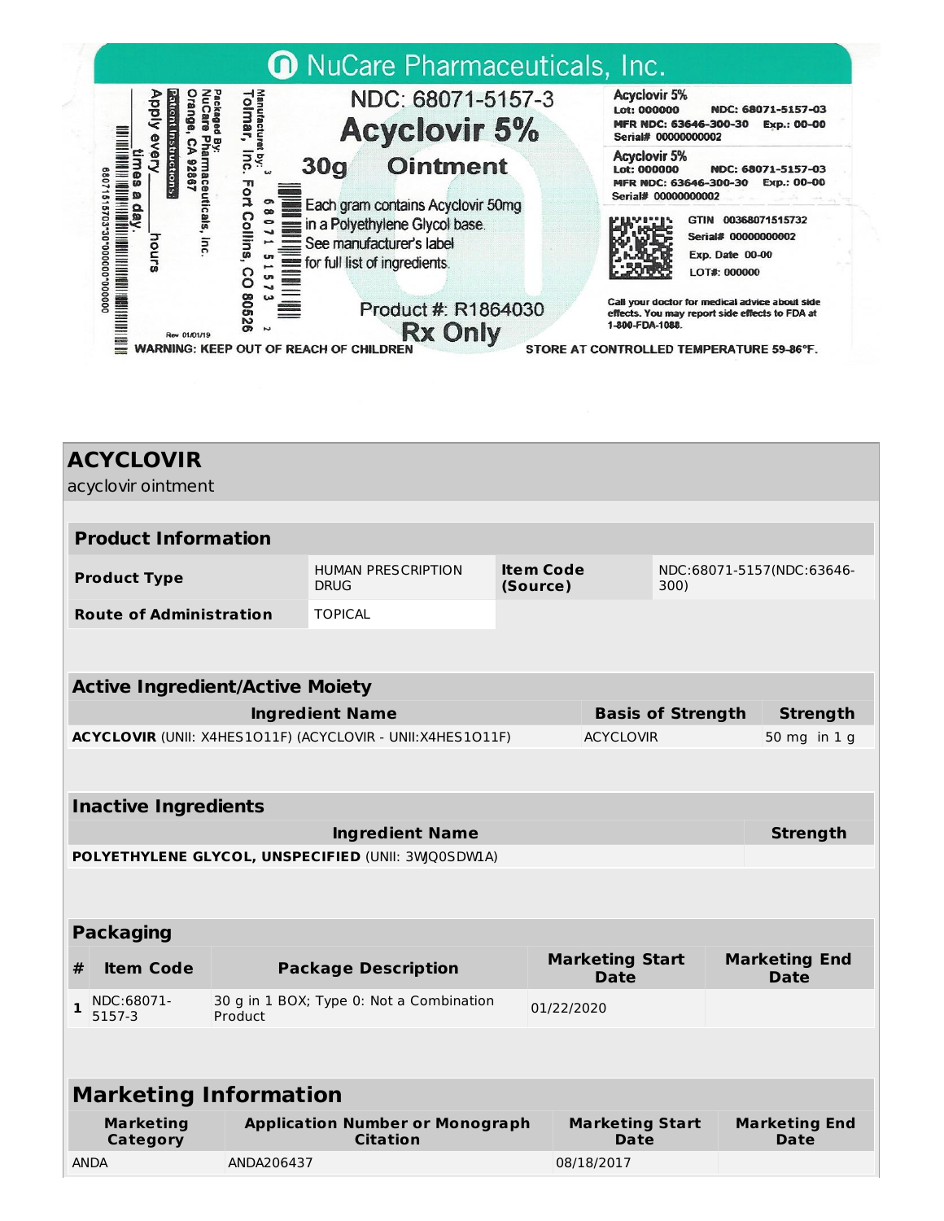NuCare Pharmaceuticals, Inc.

NDC: 68071-5157-3

**Acyclovir 5%**

**30g Ointment**

Each gram contains Acyclovir 50mg in a Polyethylene Glycol base. See manufacturer's label for full list of ingredients.

Product #: R1864030

**Rx Only**

Manufactured by: Tolmar, Inc. Fort Collins, CO 80526

Packaged By: NuCare Pharmaceuticals, Inc. Orange, CA 92867

Patient Instructions: Apply every ____ hours ____ times a day.

Rev 01/01/19

Acyclovir 5%
Lot: 000000 NDC: 68071-5157-03
MFR NDC: 63646-300-30 Exp.: 00-00
Serial# 00000000002

Acyclovir 5%
Lot: 000000 NDC: 68071-5157-03
MFR NDC: 63646-300-30 Exp.: 00-00
Serial# 00000000002

GTIN 00368071515732
Serial# 00000000002
Exp. Date 00-00
LOT#: 000000

Call your doctor for medical advice about side effects. You may report side effects to FDA at 1-800-FDA-1088.

WARNING: KEEP OUT OF REACH OF CHILDREN

STORE AT CONTROLLED TEMPERATURE 59-86°F.

## ACYCLOVIR

acyclovir ointment

| **Product Information** | | | |
|---|---|---|---|
| **Product Type** | HUMAN PRESCRIPTION DRUG | **Item Code (Source)** | NDC:68071-5157(NDC:63646-300) |
| **Route of Administration** | TOPICAL | | |

| **Active Ingredient/Active Moiety** | | |
|---|---|---|
| **Ingredient Name** | **Basis of Strength** | **Strength** |
| **ACYCLOVIR** (UNII: X4HES1O11F) (ACYCLOVIR - UNII:X4HES1O11F) | ACYCLOVIR | 50 mg in 1 g |

| **Inactive Ingredients** | |
|---|---|
| **Ingredient Name** | **Strength** |
| **POLYETHYLENE GLYCOL, UNSPECIFIED** (UNII: 3WQ0SDW1A) | |

| **Packaging** | | | | |
|---|---|---|---|---|
| **#** | **Item Code** | **Package Description** | **Marketing Start Date** | **Marketing End Date** |
| 1 | NDC:68071-5157-3 | 30 g in 1 BOX; Type 0: Not a Combination Product | 01/22/2020 | |

| **Marketing Information** | | | |
|---|---|---|---|
| **Marketing Category** | **Application Number or Monograph Citation** | **Marketing Start Date** | **Marketing End Date** |
| ANDA | ANDA206437 | 08/18/2017 | |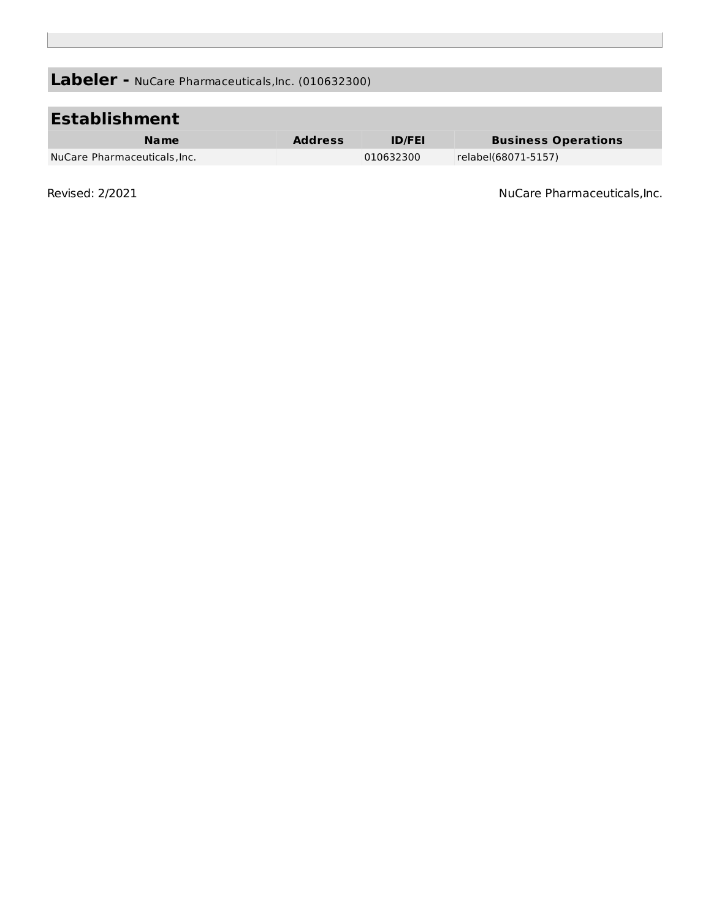## Labeler - NuCare Pharmaceuticals,Inc. (010632300)

## Establishment

| Name | Address | ID/FEI | Business Operations |
|---|---|---|---|
| NuCare Pharmaceuticals,Inc. | | 010632300 | relabel(68071-5157) |

Revised: 2/2021

NuCare Pharmaceuticals,Inc.